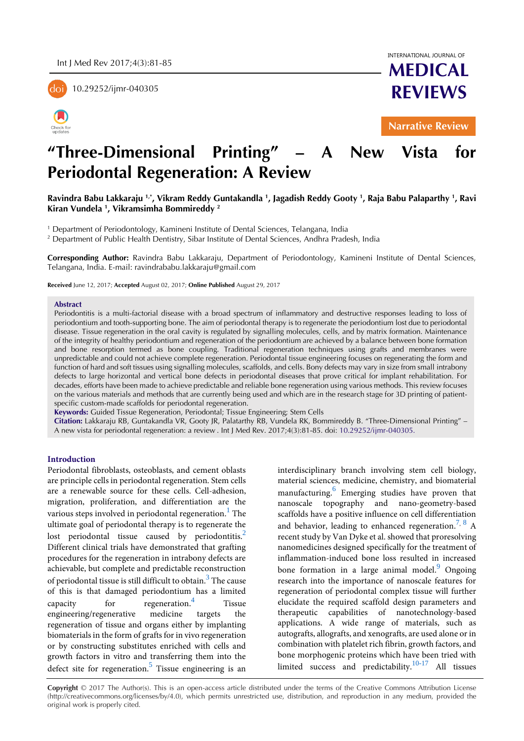Narrative Review

# "Three-Dimensional Printing" – A New Vista for Periodontal Regeneration: A Review

**Ravindra Babu Lakkaraju [1,*], Vikram Reddy Guntakandla [1], Jagadish Reddy Gooty [1], Raja Babu Palaparthy [1], Ravi Kiran Vundela [1], Vikramsimha Bommireddy [2]**

[1] Department of Periodontology, Kamineni Institute of Dental Sciences, Telangana, India

[2] Department of Public Health Dentistry, Sibar Institute of Dental Sciences, Andhra Pradesh, India

**Corresponding Author:** Ravindra Babu Lakkaraju, Department of Periodontology, Kamineni Institute of Dental Sciences, Telangana, India. E-mail: ravindrababu.lakkaraju@gmail.com

**Received** June 12, 2017; **Accepted** August 02, 2017; **Online Published** August 29, 2017

## Abstract

Periodontitis is a multi-factorial disease with a broad spectrum of inflammatory and destructive responses leading to loss of periodontium and tooth-supporting bone. The aim of periodontal therapy is to regenerate the periodontium lost due to periodontal disease. Tissue regeneration in the oral cavity is regulated by signalling molecules, cells, and by matrix formation. Maintenance of the integrity of healthy periodontium and regeneration of the periodontium are achieved by a balance between bone formation and bone resorption termed as bone coupling. Traditional regeneration techniques using grafts and membranes were unpredictable and could not achieve complete regeneration. Periodontal tissue engineering focuses on regenerating the form and function of hard and soft tissues using signalling molecules, scaffolds, and cells. Bony defects may vary in size from small intrabony defects to large horizontal and vertical bone defects in periodontal diseases that prove critical for implant rehabilitation. For decades, efforts have been made to achieve predictable and reliable bone regeneration using various methods. This review focuses on the various materials and methods that are currently being used and which are in the research stage for 3D printing of patient-specific custom-made scaffolds for periodontal regeneration.

**Keywords:** Guided Tissue Regeneration, Periodontal; Tissue Engineering; Stem Cells

**Citation:** Lakkaraju RB, Guntakandla VR, Gooty JR, Palatarthy RB, Vundela RK, Bommireddy B. "Three-Dimensional Printing" – A new vista for periodontal regeneration: a review . Int J Med Rev. 2017;4(3):81-85. doi: 10.29252/ijmr-040305.

## Introduction

Periodontal fibroblasts, osteoblasts, and cement oblasts are principle cells in periodontal regeneration. Stem cells are a renewable source for these cells. Cell-adhesion, migration, proliferation, and differentiation are the various steps involved in periodontal regeneration.[1] The ultimate goal of periodontal therapy is to regenerate the lost periodontal tissue caused by periodontitis.[2] Different clinical trials have demonstrated that grafting procedures for the regeneration in intrabony defects are achievable, but complete and predictable reconstruction of periodontal tissue is still difficult to obtain.[3] The cause of this is that damaged periodontium has a limited capacity for regeneration.[4] Tissue engineering/regenerative medicine targets the regeneration of tissue and organs either by implanting biomaterials in the form of grafts for in vivo regeneration or by constructing substitutes enriched with cells and growth factors in vitro and transferring them into the defect site for regeneration.[5] Tissue engineering is an interdisciplinary branch involving stem cell biology, material sciences, medicine, chemistry, and biomaterial manufacturing.[6] Emerging studies have proven that nanoscale topography and nano-geometry-based scaffolds have a positive influence on cell differentiation and behavior, leading to enhanced regeneration.[7,8] A recent study by Van Dyke et al. showed that proresolving nanomedicines designed specifically for the treatment of inflammation-induced bone loss resulted in increased bone formation in a large animal model.[9] Ongoing research into the importance of nanoscale features for regeneration of periodontal complex tissue will further elucidate the required scaffold design parameters and therapeutic capabilities of nanotechnology-based applications. A wide range of materials, such as autografts, allografts, and xenografts, are used alone or in combination with platelet rich fibrin, growth factors, and bone morphogenic proteins which have been tried with limited success and predictability.[10-17] All tissues

**Copyright** © 2017 The Author(s). This is an open-access article distributed under the terms of the Creative Commons Attribution License (http://creativecommons.org/licenses/by/4.0), which permits unrestricted use, distribution, and reproduction in any medium, provided the original work is properly cited.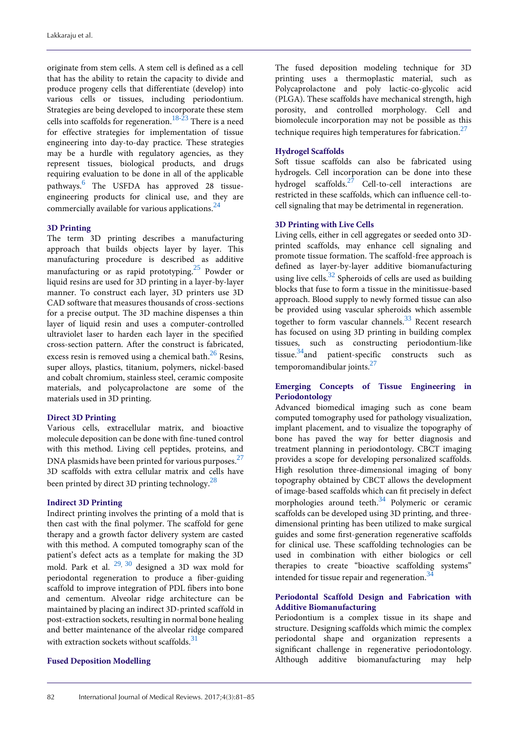originate from stem cells. A stem cell is defined as a cell that has the ability to retain the capacity to divide and produce progeny cells that differentiate (develop) into various cells or tissues, including periodontium. Strategies are being developed to incorporate these stem cells into scaffolds for regeneration.[18-23] There is a need for effective strategies for implementation of tissue engineering into day-to-day practice. These strategies may be a hurdle with regulatory agencies, as they represent tissues, biological products, and drugs requiring evaluation to be done in all of the applicable pathways.[6] The USFDA has approved 28 tissue-engineering products for clinical use, and they are commercially available for various applications.[24]

### 3D Printing

The term 3D printing describes a manufacturing approach that builds objects layer by layer. This manufacturing procedure is described as additive manufacturing or as rapid prototyping.[25] Powder or liquid resins are used for 3D printing in a layer-by-layer manner. To construct each layer, 3D printers use 3D CAD software that measures thousands of cross-sections for a precise output. The 3D machine dispenses a thin layer of liquid resin and uses a computer-controlled ultraviolet laser to harden each layer in the specified cross-section pattern. After the construct is fabricated, excess resin is removed using a chemical bath.[26] Resins, super alloys, plastics, titanium, polymers, nickel-based and cobalt chromium, stainless steel, ceramic composite materials, and polycaprolactone are some of the materials used in 3D printing.

### Direct 3D Printing

Various cells, extracellular matrix, and bioactive molecule deposition can be done with fine-tuned control with this method. Living cell peptides, proteins, and DNA plasmids have been printed for various purposes.[27] 3D scaffolds with extra cellular matrix and cells have been printed by direct 3D printing technology.[28]

### Indirect 3D Printing

Indirect printing involves the printing of a mold that is then cast with the final polymer. The scaffold for gene therapy and a growth factor delivery system are casted with this method. A computed tomography scan of the patient's defect acts as a template for making the 3D mold. Park et al. [29, 30] designed a 3D wax mold for periodontal regeneration to produce a fiber-guiding scaffold to improve integration of PDL fibers into bone and cementum. Alveolar ridge architecture can be maintained by placing an indirect 3D-printed scaffold in post-extraction sockets, resulting in normal bone healing and better maintenance of the alveolar ridge compared with extraction sockets without scaffolds.[31]

### Fused Deposition Modelling

The fused deposition modeling technique for 3D printing uses a thermoplastic material, such as Polycaprolactone and poly lactic-co-glycolic acid (PLGA). These scaffolds have mechanical strength, high porosity, and controlled morphology. Cell and biomolecule incorporation may not be possible as this technique requires high temperatures for fabrication.[27]

### Hydrogel Scaffolds

Soft tissue scaffolds can also be fabricated using hydrogels. Cell incorporation can be done into these hydrogel scaffolds.[27] Cell-to-cell interactions are restricted in these scaffolds, which can influence cell-to-cell signaling that may be detrimental in regeneration.

### 3D Printing with Live Cells

Living cells, either in cell aggregates or seeded onto 3D-printed scaffolds, may enhance cell signaling and promote tissue formation. The scaffold-free approach is defined as layer-by-layer additive biomanufacturing using live cells.[32] Spheroids of cells are used as building blocks that fuse to form a tissue in the minitissue-based approach. Blood supply to newly formed tissue can also be provided using vascular spheroids which assemble together to form vascular channels.[33] Recent research has focused on using 3D printing in building complex tissues, such as constructing periodontium-like tissue.[34]and patient-specific constructs such as temporomandibular joints.[27]

### Emerging Concepts of Tissue Engineering in Periodontology

Advanced biomedical imaging such as cone beam computed tomography used for pathology visualization, implant placement, and to visualize the topography of bone has paved the way for better diagnosis and treatment planning in periodontology. CBCT imaging provides a scope for developing personalized scaffolds. High resolution three-dimensional imaging of bony topography obtained by CBCT allows the development of image-based scaffolds which can fit precisely in defect morphologies around teeth.[34] Polymeric or ceramic scaffolds can be developed using 3D printing, and three-dimensional printing has been utilized to make surgical guides and some first-generation regenerative scaffolds for clinical use. These scaffolding technologies can be used in combination with either biologics or cell therapies to create "bioactive scaffolding systems" intended for tissue repair and regeneration.[34]

### Periodontal Scaffold Design and Fabrication with Additive Biomanufacturing

Periodontium is a complex tissue in its shape and structure. Designing scaffolds which mimic the complex periodontal shape and organization represents a significant challenge in regenerative periodontology. Although additive biomanufacturing may help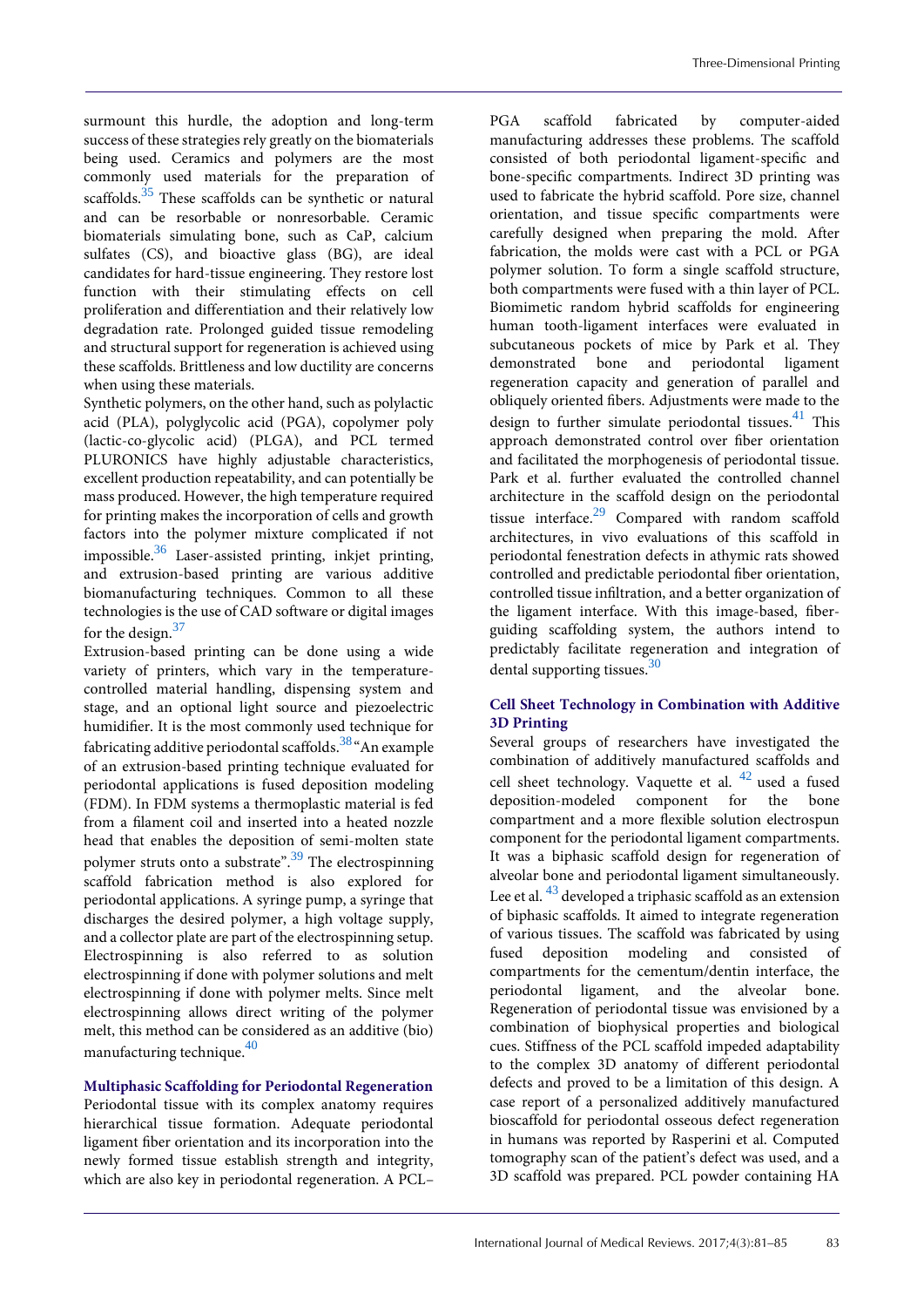surmount this hurdle, the adoption and long-term success of these strategies rely greatly on the biomaterials being used. Ceramics and polymers are the most commonly used materials for the preparation of scaffolds.[35] These scaffolds can be synthetic or natural and can be resorbable or nonresorbable. Ceramic biomaterials simulating bone, such as CaP, calcium sulfates (CS), and bioactive glass (BG), are ideal candidates for hard-tissue engineering. They restore lost function with their stimulating effects on cell proliferation and differentiation and their relatively low degradation rate. Prolonged guided tissue remodeling and structural support for regeneration is achieved using these scaffolds. Brittleness and low ductility are concerns when using these materials.

Synthetic polymers, on the other hand, such as polylactic acid (PLA), polyglycolic acid (PGA), copolymer poly (lactic-co-glycolic acid) (PLGA), and PCL termed PLURONICS have highly adjustable characteristics, excellent production repeatability, and can potentially be mass produced. However, the high temperature required for printing makes the incorporation of cells and growth factors into the polymer mixture complicated if not impossible.[36] Laser-assisted printing, inkjet printing, and extrusion-based printing are various additive biomanufacturing techniques. Common to all these technologies is the use of CAD software or digital images for the design.[37]

Extrusion-based printing can be done using a wide variety of printers, which vary in the temperature-controlled material handling, dispensing system and stage, and an optional light source and piezoelectric humidifier. It is the most commonly used technique for fabricating additive periodontal scaffolds.[38] "An example of an extrusion-based printing technique evaluated for periodontal applications is fused deposition modeling (FDM). In FDM systems a thermoplastic material is fed from a filament coil and inserted into a heated nozzle head that enables the deposition of semi-molten state polymer struts onto a substrate".[39] The electrospinning scaffold fabrication method is also explored for periodontal applications. A syringe pump, a syringe that discharges the desired polymer, a high voltage supply, and a collector plate are part of the electrospinning setup. Electrospinning is also referred to as solution electrospinning if done with polymer solutions and melt electrospinning if done with polymer melts. Since melt electrospinning allows direct writing of the polymer melt, this method can be considered as an additive (bio) manufacturing technique.[40]

## Multiphasic Scaffolding for Periodontal Regeneration

Periodontal tissue with its complex anatomy requires hierarchical tissue formation. Adequate periodontal ligament fiber orientation and its incorporation into the newly formed tissue establish strength and integrity, which are also key in periodontal regeneration. A PCL–PGA scaffold fabricated by computer-aided manufacturing addresses these problems. The scaffold consisted of both periodontal ligament-specific and bone-specific compartments. Indirect 3D printing was used to fabricate the hybrid scaffold. Pore size, channel orientation, and tissue specific compartments were carefully designed when preparing the mold. After fabrication, the molds were cast with a PCL or PGA polymer solution. To form a single scaffold structure, both compartments were fused with a thin layer of PCL. Biomimetic random hybrid scaffolds for engineering human tooth-ligament interfaces were evaluated in subcutaneous pockets of mice by Park et al. They demonstrated bone and periodontal ligament regeneration capacity and generation of parallel and obliquely oriented fibers. Adjustments were made to the design to further simulate periodontal tissues.[41] This approach demonstrated control over fiber orientation and facilitated the morphogenesis of periodontal tissue. Park et al. further evaluated the controlled channel architecture in the scaffold design on the periodontal tissue interface.[29] Compared with random scaffold architectures, in vivo evaluations of this scaffold in periodontal fenestration defects in athymic rats showed controlled and predictable periodontal fiber orientation, controlled tissue infiltration, and a better organization of the ligament interface. With this image-based, fiber-guiding scaffolding system, the authors intend to predictably facilitate regeneration and integration of dental supporting tissues.[30]

## Cell Sheet Technology in Combination with Additive 3D Printing

Several groups of researchers have investigated the combination of additively manufactured scaffolds and cell sheet technology. Vaquette et al. [42] used a fused deposition-modeled component for the bone compartment and a more flexible solution electrospun component for the periodontal ligament compartments. It was a biphasic scaffold design for regeneration of alveolar bone and periodontal ligament simultaneously. Lee et al. [43] developed a triphasic scaffold as an extension of biphasic scaffolds. It aimed to integrate regeneration of various tissues. The scaffold was fabricated by using fused deposition modeling and consisted of compartments for the cementum/dentin interface, the periodontal ligament, and the alveolar bone. Regeneration of periodontal tissue was envisioned by a combination of biophysical properties and biological cues. Stiffness of the PCL scaffold impeded adaptability to the complex 3D anatomy of different periodontal defects and proved to be a limitation of this design. A case report of a personalized additively manufactured bioscaffold for periodontal osseous defect regeneration in humans was reported by Rasperini et al. Computed tomography scan of the patient's defect was used, and a 3D scaffold was prepared. PCL powder containing HA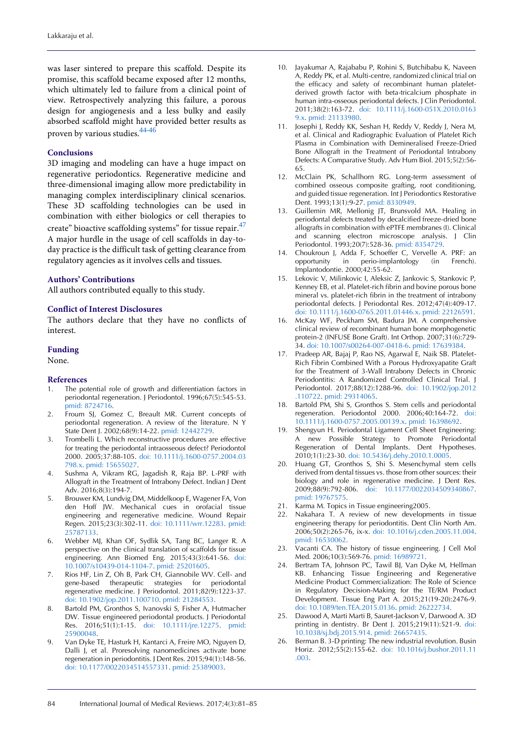was laser sintered to prepare this scaffold. Despite its promise, this scaffold became exposed after 12 months, which ultimately led to failure from a clinical point of view. Retrospectively analyzing this failure, a porous design for angiogenesis and a less bulky and easily absorbed scaffold might have provided better results as proven by various studies.[44-46]

## Conclusions

3D imaging and modeling can have a huge impact on regenerative periodontics. Regenerative medicine and three-dimensional imaging allow more predictability in managing complex interdisciplinary clinical scenarios. These 3D scaffolding technologies can be used in combination with either biologics or cell therapies to create" bioactive scaffolding systems" for tissue repair.[47] A major hurdle in the usage of cell scaffolds in day-to-day practice is the difficult task of getting clearance from regulatory agencies as it involves cells and tissues.

## Authors' Contributions

All authors contributed equally to this study.

## Conflict of Interest Disclosures

The authors declare that they have no conflicts of interest.

## Funding

None.

## References

1. The potential role of growth and differentiation factors in periodontal regeneration. J Periodontol. 1996;67(5):545-53. pmid: 8724716.
2. Froum SJ, Gomez C, Breault MR. Current concepts of periodontal regeneration. A review of the literature. N Y State Dent J. 2002;68(9):14-22. pmid: 12442729.
3. Trombelli L. Which reconstructive procedures are effective for treating the periodontal intraosseous defect? Periodontol 2000. 2005;37:88-105. doi: 10.1111/j.1600-0757.2004.03798.x. pmid: 15655027.
4. Sushma A, Vikram RG, Jagadish R, Raja BP. L-PRF with Allograft in the Treatment of Intrabony Defect. Indian J Dent Adv. 2016;8(3):194-7.
5. Brouwer KM, Lundvig DM, Middelkoop E, Wagener FA, Von den Hoff JW. Mechanical cues in orofacial tissue engineering and regenerative medicine. Wound Repair Regen. 2015;23(3):302-11. doi: 10.1111/wrr.12283. pmid: 25787133.
6. Webber MJ, Khan OF, Sydlik SA, Tang BC, Langer R. A perspective on the clinical translation of scaffolds for tissue engineering. Ann Biomed Eng. 2015;43(3):641-56. doi: 10.1007/s10439-014-1104-7. pmid: 25201605.
7. Rios HF, Lin Z, Oh B, Park CH, Giannobile WV. Cell- and gene-based therapeutic strategies for periodontal regenerative medicine. J Periodontol. 2011;82(9):1223-37. doi: 10.1902/jop.2011.100710. pmid: 21284553.
8. Bartold PM, Gronthos S, Ivanovski S, Fisher A, Hutmacher DW. Tissue engineered periodontal products. J Periodontal Res. 2016;51(1):1-15. doi: 10.1111/jre.12275. pmid: 25900048.
9. Van Dyke TE, Hasturk H, Kantarci A, Freire MO, Nguyen D, Dalli J, et al. Proresolving nanomedicines activate bone regeneration in periodontitis. J Dent Res. 2015;94(1):148-56. doi: 10.1177/0022034514557331. pmid: 25389003.
10. Jayakumar A, Rajababu P, Rohini S, Butchibabu K, Naveen A, Reddy PK, et al. Multi-centre, randomized clinical trial on the efficacy and safety of recombinant human platelet-derived growth factor with beta-tricalcium phosphate in human intra-osseous periodontal defects. J Clin Periodontol. 2011;38(2):163-72. doi: 10.1111/j.1600-051X.2010.01639.x. pmid: 21133980.
11. Josephi J, Reddy KK, Seshan H, Reddy V, Reddy J, Nera M, et al. Clinical and Radiographic Evaluation of Platelet Rich Plasma in Combination with Demineralised Freeze-Dried Bone Allograft in the Treatment of Periodontal Intrabony Defects: A Comparative Study. Adv Hum Biol. 2015;5(2):56-65.
12. McClain PK, Schallhorn RG. Long-term assessment of combined osseous composite grafting, root conditioning, and guided tissue regeneration. Int J Periodontics Restorative Dent. 1993;13(1):9-27. pmid: 8330949.
13. Guillemin MR, Mellonig JT, Brunsvold MA. Healing in periodontal defects treated by decalcified freeze-dried bone allografts in combination with ePTFE membranes (I). Clinical and scanning electron microscope analysis. J Clin Periodontol. 1993;20(7):528-36. pmid: 8354729.
14. Choukroun J, Adda F, Schoeffer C, Vervelle A. PRF: an opportunity in perio-implantology (in French). Implantodontie. 2000;42:55-62.
15. Lekovic V, Milinkovic I, Aleksic Z, Jankovic S, Stankovic P, Kenney EB, et al. Platelet-rich fibrin and bovine porous bone mineral vs. platelet-rich fibrin in the treatment of intrabony periodontal defects. J Periodontal Res. 2012;47(4):409-17. doi: 10.1111/j.1600-0765.2011.01446.x. pmid: 22126591.
16. McKay WF, Peckham SM, Badura JM. A comprehensive clinical review of recombinant human bone morphogenetic protein-2 (INFUSE Bone Graft). Int Orthop. 2007;31(6):729-34. doi: 10.1007/s00264-007-0418-6. pmid: 17639384.
17. Pradeep AR, Bajaj P, Rao NS, Agarwal E, Naik SB. Platelet-Rich Fibrin Combined With a Porous Hydroxyapatite Graft for the Treatment of 3-Wall Intrabony Defects in Chronic Periodontitis: A Randomized Controlled Clinical Trial. J Periodontol. 2017;88(12):1288-96. doi: 10.1902/jop.2012.110722. pmid: 29314065.
18. Bartold PM, Shi S, Gronthos S. Stem cells and periodontal regeneration. Periodontol 2000. 2006;40:164-72. doi: 10.1111/j.1600-0757.2005.00139.x. pmid: 16398692.
19. Shengyun H. Periodontal Ligament Cell Sheet Engineering: A new Possible Strategy to Promote Periodontal Regeneration of Dental Implants. Dent Hypotheses. 2010;1(1):23-30. doi: 10.5436/j.dehy.2010.1.0005.
20. Huang GT, Gronthos S, Shi S. Mesenchymal stem cells derived from dental tissues vs. those from other sources: their biology and role in regenerative medicine. J Dent Res. 2009;88(9):792-806. doi: 10.1177/0022034509340867. pmid: 19767575.
21. Karma M. Topics in Tissue engineering2005.
22. Nakahara T. A review of new developments in tissue engineering therapy for periodontitis. Dent Clin North Am. 2006;50(2):265-76, ix-x. doi: 10.1016/j.cden.2005.11.004. pmid: 16530062.
23. Vacanti CA. The history of tissue engineering. J Cell Mol Med. 2006;10(3):569-76. pmid: 16989721.
24. Bertram TA, Johnson PC, Tawil BJ, Van Dyke M, Hellman KB. Enhancing Tissue Engineering and Regenerative Medicine Product Commercialization: The Role of Science in Regulatory Decision-Making for the TE/RM Product Development. Tissue Eng Part A. 2015;21(19-20):2476-9. doi: 10.1089/ten.TEA.2015.0136. pmid: 26222734.
25. Dawood A, Marti Marti B, Sauret-Jackson V, Darwood A. 3D printing in dentistry. Br Dent J. 2015;219(11):521-9. doi: 10.1038/sj.bdj.2015.914. pmid: 26657435.
26. Berman B. 3-D printing: The new industrial revolution. Busin Horiz. 2012;55(2):155-62. doi: 10.1016/j.bushor.2011.11.003.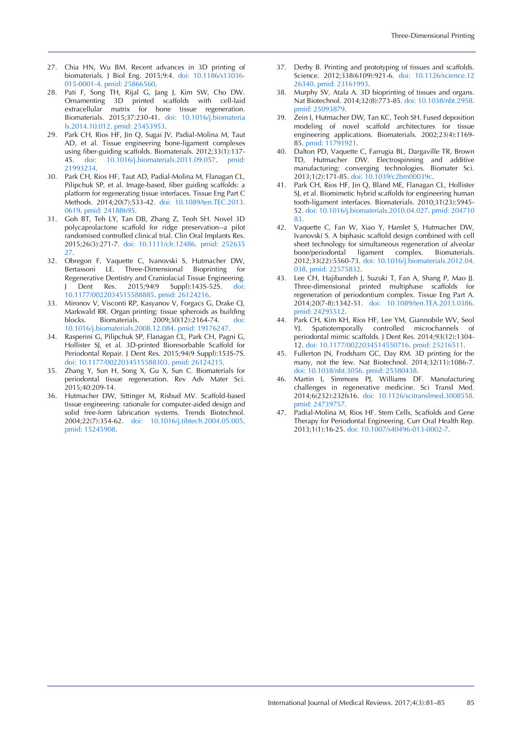27. Chia HN, Wu BM. Recent advances in 3D printing of biomaterials. J Biol Eng. 2015;9:4. doi: 10.1186/s13036-015-0001-4. pmid: 25866560.
28. Pati F, Song TH, Rijal G, Jang J, Kim SW, Cho DW. Ornamenting 3D printed scaffolds with cell-laid extracellular matrix for bone tissue regeneration. Biomaterials. 2015;37:230-41. doi: 10.1016/j.biomaterials.2014.10.012. pmid: 25453953.
29. Park CH, Rios HF, Jin Q, Sugai JV, Padial-Molina M, Taut AD, et al. Tissue engineering bone-ligament complexes using fiber-guiding scaffolds. Biomaterials. 2012;33(1):137-45. doi: 10.1016/j.biomaterials.2011.09.057. pmid: 21993234.
30. Park CH, Rios HF, Taut AD, Padial-Molina M, Flanagan CL, Pilipchuk SP, et al. Image-based, fiber guiding scaffolds: a platform for regenerating tissue interfaces. Tissue Eng Part C Methods. 2014;20(7):533-42. doi: 10.1089/ten.TEC.2013.0619. pmid: 24188695.
31. Goh BT, Teh LY, Tan DB, Zhang Z, Teoh SH. Novel 3D polycaprolactone scaffold for ridge preservation--a pilot randomised controlled clinical trial. Clin Oral Implants Res. 2015;26(3):271-7. doi: 10.1111/clr.12486. pmid: 25263527.
32. Obregon F, Vaquette C, Ivanovski S, Hutmacher DW, Bertassoni LE. Three-Dimensional Bioprinting for Regenerative Dentistry and Craniofacial Tissue Engineering. J Dent Res. 2015;94(9 Suppl):143S-52S. doi: 10.1177/0022034515588885. pmid: 26124216.
33. Mironov V, Visconti RP, Kasyanov V, Forgacs G, Drake CJ, Markwald RR. Organ printing: tissue spheroids as building blocks. Biomaterials. 2009;30(12):2164-74. doi: 10.1016/j.biomaterials.2008.12.084. pmid: 19176247.
34. Rasperini G, Pilipchuk SP, Flanagan CL, Park CH, Pagni G, Hollister SJ, et al. 3D-printed Bioresorbable Scaffold for Periodontal Repair. J Dent Res. 2015;94(9 Suppl):153S-7S. doi: 10.1177/0022034515588303. pmid: 26124215.
35. Zhang Y, Sun H, Song X, Gu X, Sun C. Biomaterials for periodontal tissue regeneration. Rev Adv Mater Sci. 2015;40:209-14.
36. Hutmacher DW, Sittinger M, Risbud MV. Scaffold-based tissue engineering: rationale for computer-aided design and solid free-form fabrication systems. Trends Biotechnol. 2004;22(7):354-62. doi: 10.1016/j.tibtech.2004.05.005. pmid: 15245908.
37. Derby B. Printing and prototyping of tissues and scaffolds. Science. 2012;338(6109):921-6. doi: 10.1126/science.1226340. pmid: 23161993.
38. Murphy SV, Atala A. 3D bioprinting of tissues and organs. Nat Biotechnol. 2014;32(8):773-85. doi: 10.1038/nbt.2958. pmid: 25093879.
39. Zein I, Hutmacher DW, Tan KC, Teoh SH. Fused deposition modeling of novel scaffold architectures for tissue engineering applications. Biomaterials. 2002;23(4):1169-85. pmid: 11791921.
40. Dalton PD, Vaquette C, Farrugia BL, Dargaville TR, Brown TD, Hutmacher DW. Electrospinning and additive manufacturing: converging technologies. Biomater Sci. 2013;1(2):171-85. doi: 10.1039/c2bm00039c.
41. Park CH, Rios HF, Jin Q, Bland ME, Flanagan CL, Hollister SJ, et al. Biomimetic hybrid scaffolds for engineering human tooth-ligament interfaces. Biomaterials. 2010;31(23):5945-52. doi: 10.1016/j.biomaterials.2010.04.027. pmid: 20471083.
42. Vaquette C, Fan W, Xiao Y, Hamlet S, Hutmacher DW, Ivanovski S. A biphasic scaffold design combined with cell sheet technology for simultaneous regeneration of alveolar bone/periodontal ligament complex. Biomaterials. 2012;33(22):5560-73. doi: 10.1016/j.biomaterials.2012.04.038. pmid: 22575832.
43. Lee CH, Hajibandeh J, Suzuki T, Fan A, Shang P, Mao JJ. Three-dimensional printed multiphase scaffolds for regeneration of periodontium complex. Tissue Eng Part A. 2014;20(7-8):1342-51. doi: 10.1089/ten.TEA.2013.0386. pmid: 24295512.
44. Park CH, Kim KH, Rios HF, Lee YM, Giannobile WV, Seol YJ. Spatiotemporally controlled microchannels of periodontal mimic scaffolds. J Dent Res. 2014;93(12):1304-12. doi: 10.1177/0022034514550716. pmid: 25216511.
45. Fullerton JN, Frodsham GC, Day RM. 3D printing for the many, not the few. Nat Biotechnol. 2014;32(11):1086-7. doi: 10.1038/nbt.3056. pmid: 25380438.
46. Martin I, Simmons PJ, Williams DF. Manufacturing challenges in regenerative medicine. Sci Transl Med. 2014;6(232):232fs16. doi: 10.1126/scitranslmed.3008558. pmid: 24739757.
47. Padial-Molina M, Rios HF. Stem Cells, Scaffolds and Gene Therapy for Periodontal Engineering. Curr Oral Health Rep. 2013;1(1):16-25. doi: 10.1007/s40496-013-0002-7.